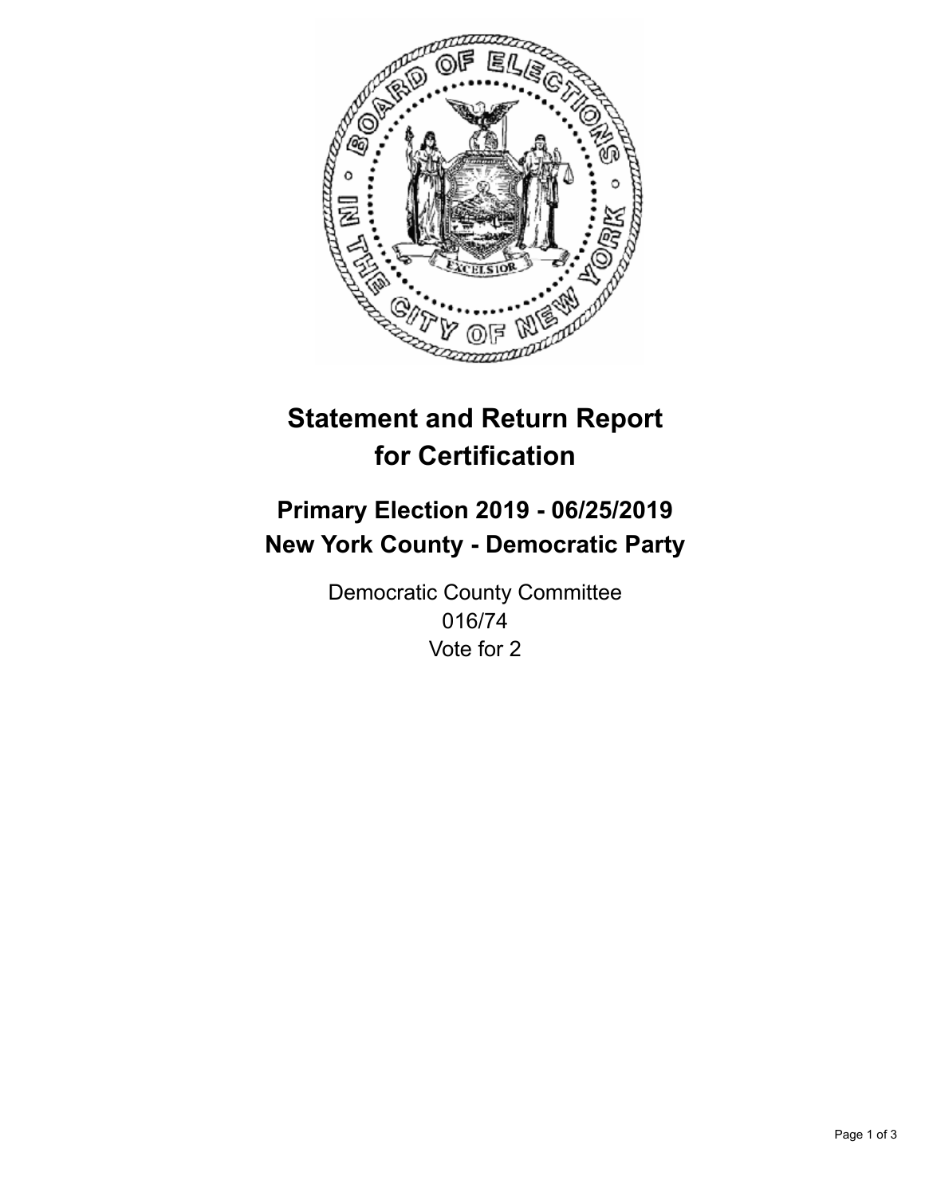# Statement and Return Report for Certification

## Primary Election 2019 - 06/25/2019
## New York County - Democratic Party

Democratic County Committee
016/74
Vote for 2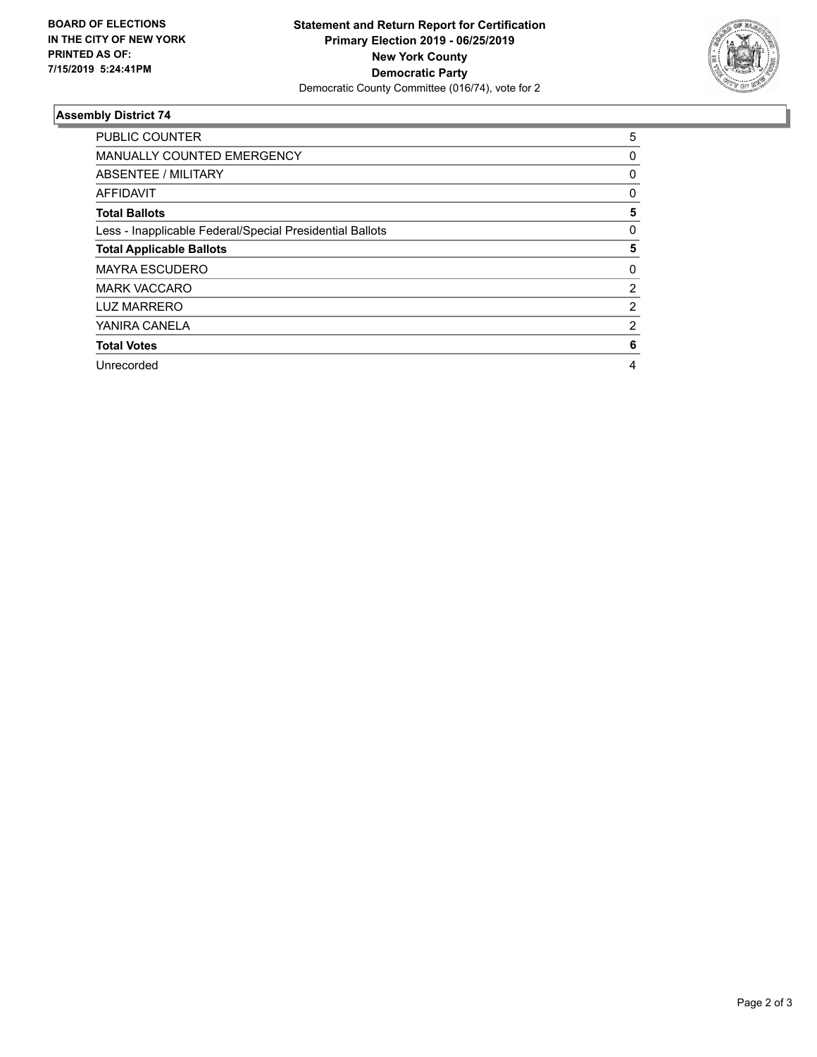**BOARD OF ELECTIONS IN THE CITY OF NEW YORK PRINTED AS OF: 7/15/2019 5:24:41PM**

**Statement and Return Report for Certification**
**Primary Election 2019 - 06/25/2019**
**New York County**
**Democratic Party**
Democratic County Committee (016/74), vote for 2

### Assembly District 74

| | |
|---|---|
| PUBLIC COUNTER | 5 |
| MANUALLY COUNTED EMERGENCY | 0 |
| ABSENTEE / MILITARY | 0 |
| AFFIDAVIT | 0 |
| **Total Ballots** | **5** |
| Less - Inapplicable Federal/Special Presidential Ballots | 0 |
| **Total Applicable Ballots** | **5** |
| MAYRA ESCUDERO | 0 |
| MARK VACCARO | 2 |
| LUZ MARRERO | 2 |
| YANIRA CANELA | 2 |
| **Total Votes** | **6** |
| Unrecorded | 4 |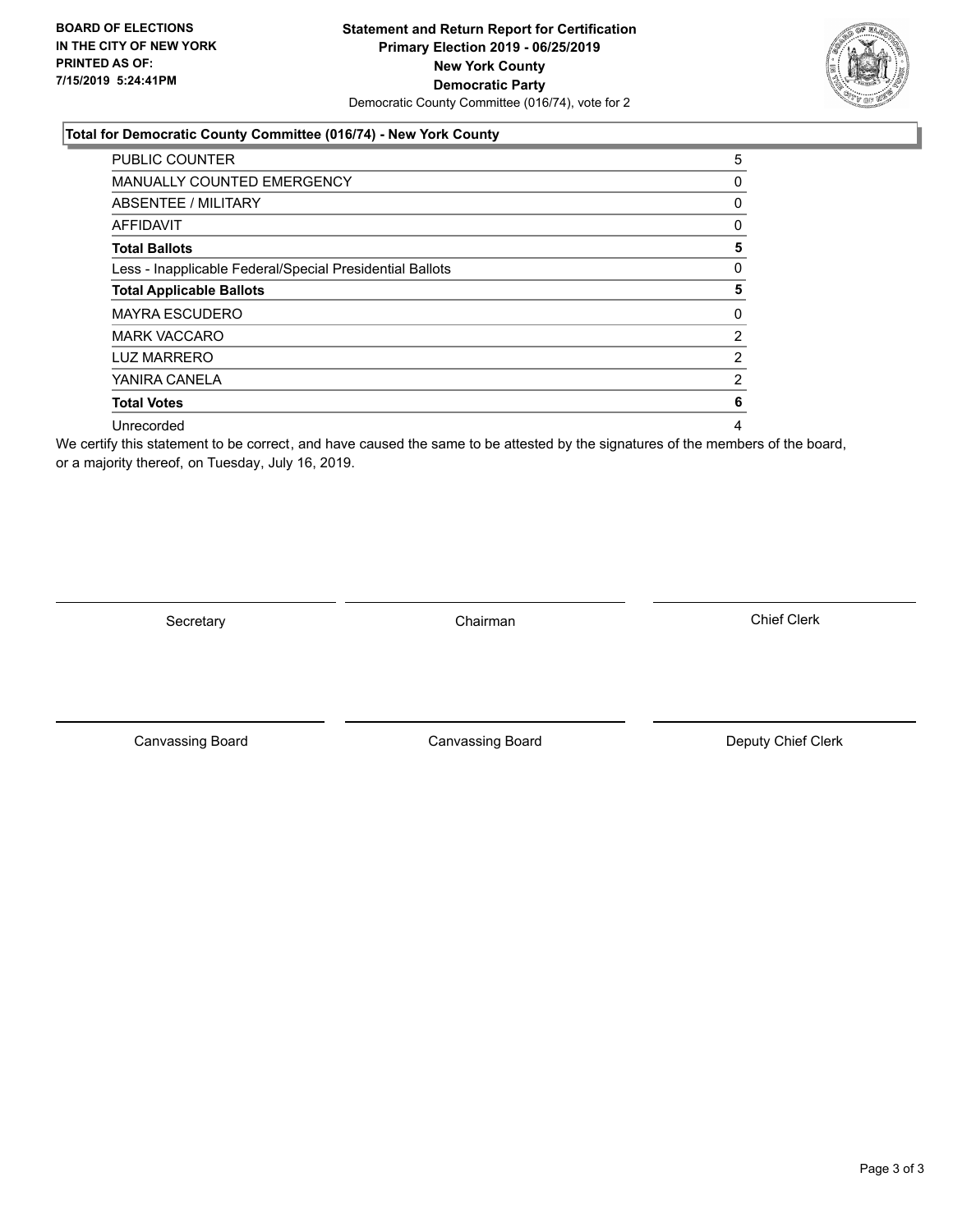**BOARD OF ELECTIONS IN THE CITY OF NEW YORK PRINTED AS OF: 7/15/2019 5:24:41PM**

**Statement and Return Report for Certification**
**Primary Election 2019 - 06/25/2019**
**New York County**
**Democratic Party**
Democratic County Committee (016/74), vote for 2

**Total for Democratic County Committee (016/74) - New York County**

| | |
|---|---|
| PUBLIC COUNTER | 5 |
| MANUALLY COUNTED EMERGENCY | 0 |
| ABSENTEE / MILITARY | 0 |
| AFFIDAVIT | 0 |
| **Total Ballots** | **5** |
| Less - Inapplicable Federal/Special Presidential Ballots | 0 |
| **Total Applicable Ballots** | **5** |
| MAYRA ESCUDERO | 0 |
| MARK VACCARO | 2 |
| LUZ MARRERO | 2 |
| YANIRA CANELA | 2 |
| **Total Votes** | **6** |
| Unrecorded | 4 |

We certify this statement to be correct, and have caused the same to be attested by the signatures of the members of the board, or a majority thereof, on Tuesday, July 16, 2019.

Secretary

Chairman

Chief Clerk

Canvassing Board

Canvassing Board

Deputy Chief Clerk